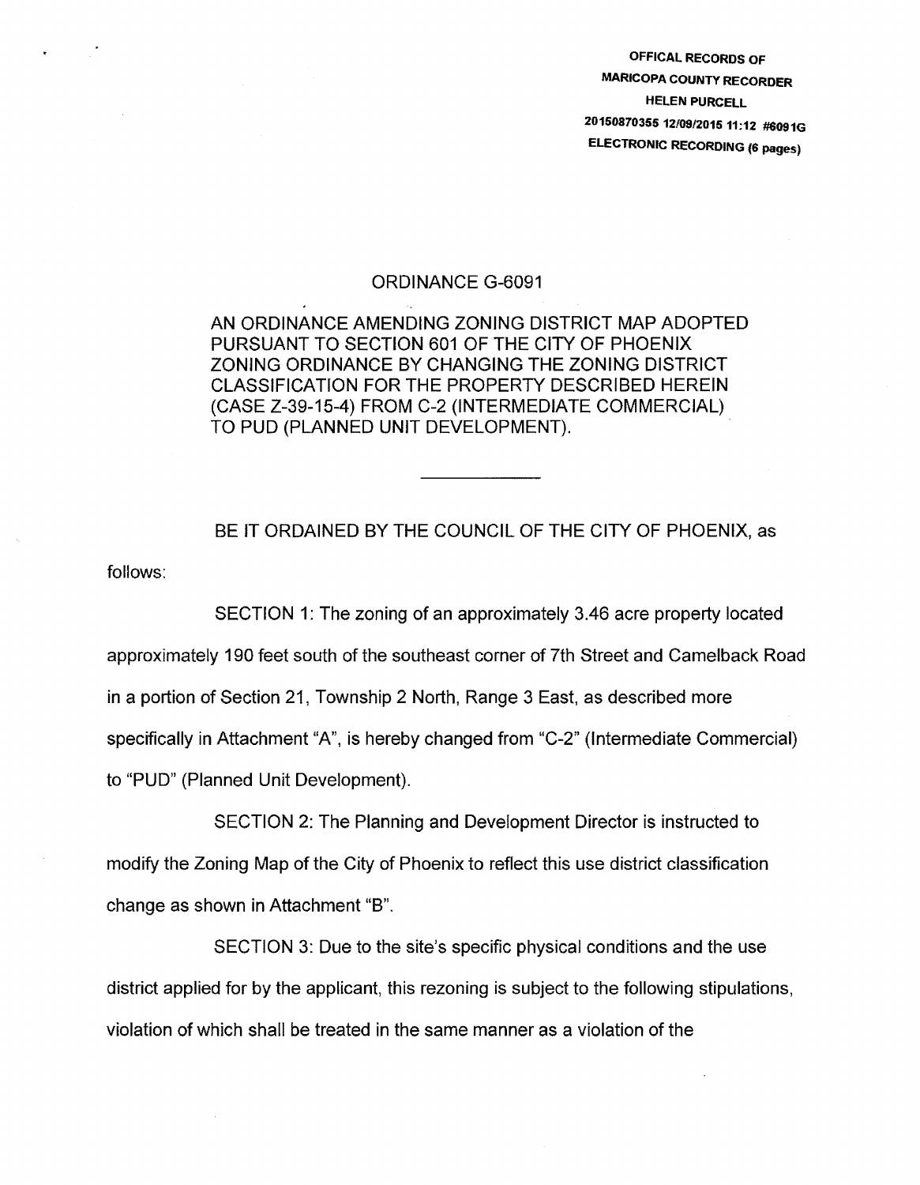OFFICAL RECORDS OF
MARICOPA COUNTY RECORDER
HELEN PURCELL
20150870355 12/09/2015 11:12 #6091G
ELECTRONIC RECORDING (6 pages)

# ORDINANCE G-6091

AN ORDINANCE AMENDING ZONING DISTRICT MAP ADOPTED PURSUANT TO SECTION 601 OF THE CITY OF PHOENIX ZONING ORDINANCE BY CHANGING THE ZONING DISTRICT CLASSIFICATION FOR THE PROPERTY DESCRIBED HEREIN (CASE Z-39-15-4) FROM C-2 (INTERMEDIATE COMMERCIAL) TO PUD (PLANNED UNIT DEVELOPMENT).

---

BE IT ORDAINED BY THE COUNCIL OF THE CITY OF PHOENIX, as follows:

SECTION 1: The zoning of an approximately 3.46 acre property located approximately 190 feet south of the southeast corner of 7th Street and Camelback Road in a portion of Section 21, Township 2 North, Range 3 East, as described more specifically in Attachment "A", is hereby changed from "C-2" (Intermediate Commercial) to "PUD" (Planned Unit Development).

SECTION 2: The Planning and Development Director is instructed to modify the Zoning Map of the City of Phoenix to reflect this use district classification change as shown in Attachment "B".

SECTION 3: Due to the site's specific physical conditions and the use district applied for by the applicant, this rezoning is subject to the following stipulations, violation of which shall be treated in the same manner as a violation of the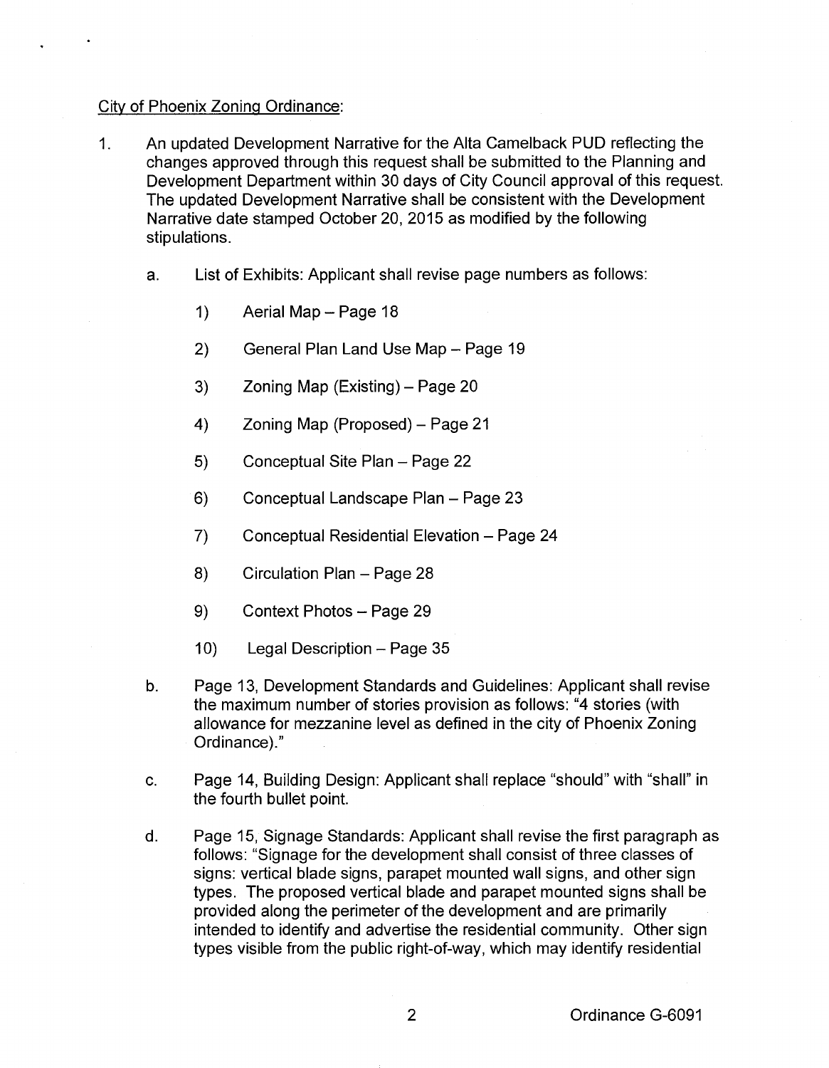City of Phoenix Zoning Ordinance:

1. An updated Development Narrative for the Alta Camelback PUD reflecting the changes approved through this request shall be submitted to the Planning and Development Department within 30 days of City Council approval of this request. The updated Development Narrative shall be consistent with the Development Narrative date stamped October 20, 2015 as modified by the following stipulations.

    a. List of Exhibits: Applicant shall revise page numbers as follows:

        1) Aerial Map – Page 18

        2) General Plan Land Use Map – Page 19

        3) Zoning Map (Existing) – Page 20

        4) Zoning Map (Proposed) – Page 21

        5) Conceptual Site Plan – Page 22

        6) Conceptual Landscape Plan – Page 23

        7) Conceptual Residential Elevation – Page 24

        8) Circulation Plan – Page 28

        9) Context Photos – Page 29

        10) Legal Description – Page 35

    b. Page 13, Development Standards and Guidelines: Applicant shall revise the maximum number of stories provision as follows: "4 stories (with allowance for mezzanine level as defined in the city of Phoenix Zoning Ordinance)."

    c. Page 14, Building Design: Applicant shall replace "should" with "shall" in the fourth bullet point.

    d. Page 15, Signage Standards: Applicant shall revise the first paragraph as follows: "Signage for the development shall consist of three classes of signs: vertical blade signs, parapet mounted wall signs, and other sign types. The proposed vertical blade and parapet mounted signs shall be provided along the perimeter of the development and are primarily intended to identify and advertise the residential community. Other sign types visible from the public right-of-way, which may identify residential

Ordinance G-6091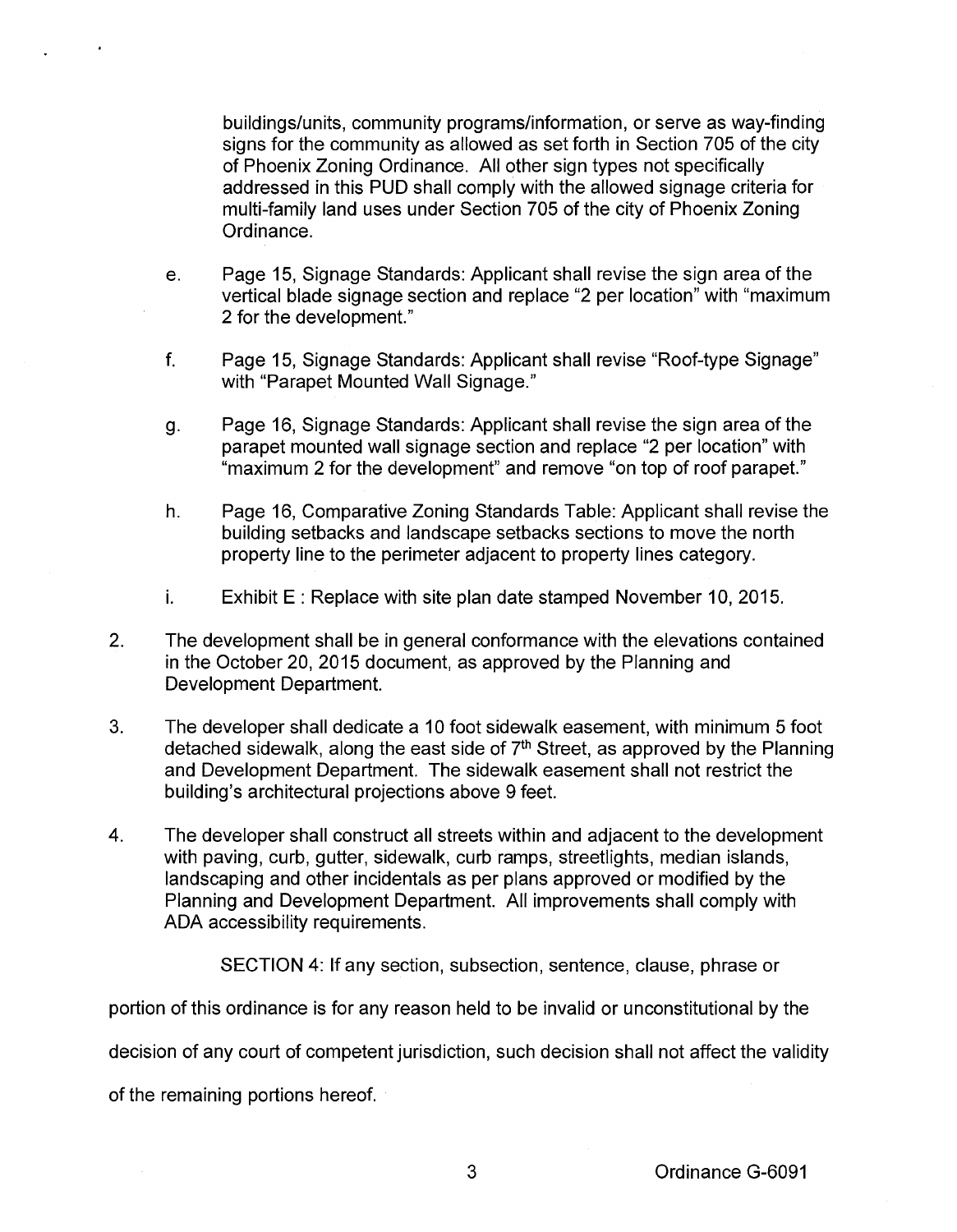buildings/units, community programs/information, or serve as way-finding signs for the community as allowed as set forth in Section 705 of the city of Phoenix Zoning Ordinance. All other sign types not specifically addressed in this PUD shall comply with the allowed signage criteria for multi-family land uses under Section 705 of the city of Phoenix Zoning Ordinance.

e. Page 15, Signage Standards: Applicant shall revise the sign area of the vertical blade signage section and replace "2 per location" with "maximum 2 for the development."

f. Page 15, Signage Standards: Applicant shall revise "Roof-type Signage" with "Parapet Mounted Wall Signage."

g. Page 16, Signage Standards: Applicant shall revise the sign area of the parapet mounted wall signage section and replace "2 per location" with "maximum 2 for the development" and remove "on top of roof parapet."

h. Page 16, Comparative Zoning Standards Table: Applicant shall revise the building setbacks and landscape setbacks sections to move the north property line to the perimeter adjacent to property lines category.

i. Exhibit E : Replace with site plan date stamped November 10, 2015.

2. The development shall be in general conformance with the elevations contained in the October 20, 2015 document, as approved by the Planning and Development Department.

3. The developer shall dedicate a 10 foot sidewalk easement, with minimum 5 foot detached sidewalk, along the east side of 7th Street, as approved by the Planning and Development Department. The sidewalk easement shall not restrict the building's architectural projections above 9 feet.

4. The developer shall construct all streets within and adjacent to the development with paving, curb, gutter, sidewalk, curb ramps, streetlights, median islands, landscaping and other incidentals as per plans approved or modified by the Planning and Development Department. All improvements shall comply with ADA accessibility requirements.

SECTION 4: If any section, subsection, sentence, clause, phrase or portion of this ordinance is for any reason held to be invalid or unconstitutional by the decision of any court of competent jurisdiction, such decision shall not affect the validity of the remaining portions hereof.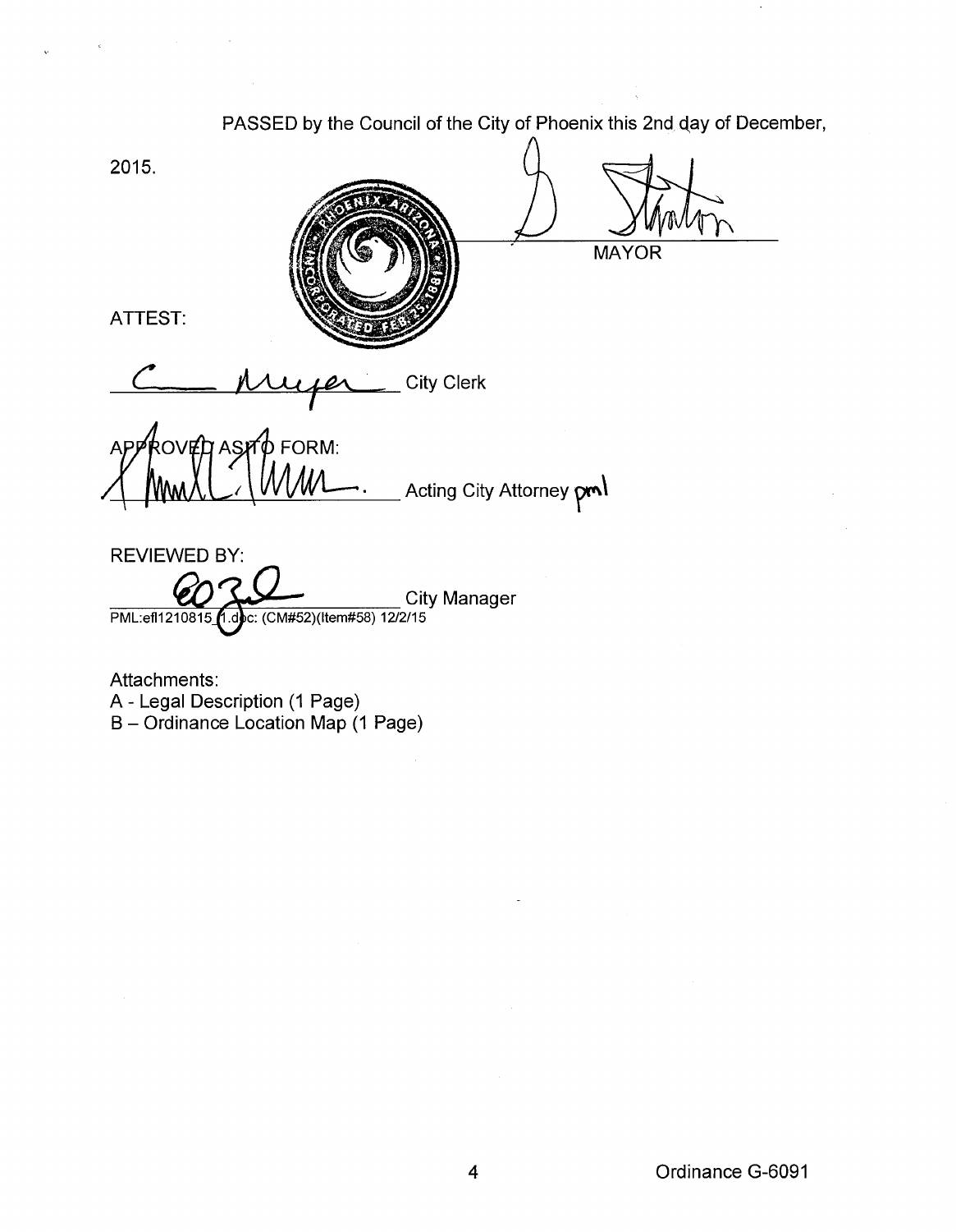PASSED by the Council of the City of Phoenix this 2nd day of December, 2015.

_________________________ MAYOR

ATTEST:

_________________________ City Clerk

APPROVED AS TO FORM:

_________________________ Acting City Attorney pml

REVIEWED BY:

_________________________ City Manager

PML:efl1210815_1.doc: (CM#52)(Item#58) 12/2/15

Attachments:
A - Legal Description (1 Page)
B – Ordinance Location Map (1 Page)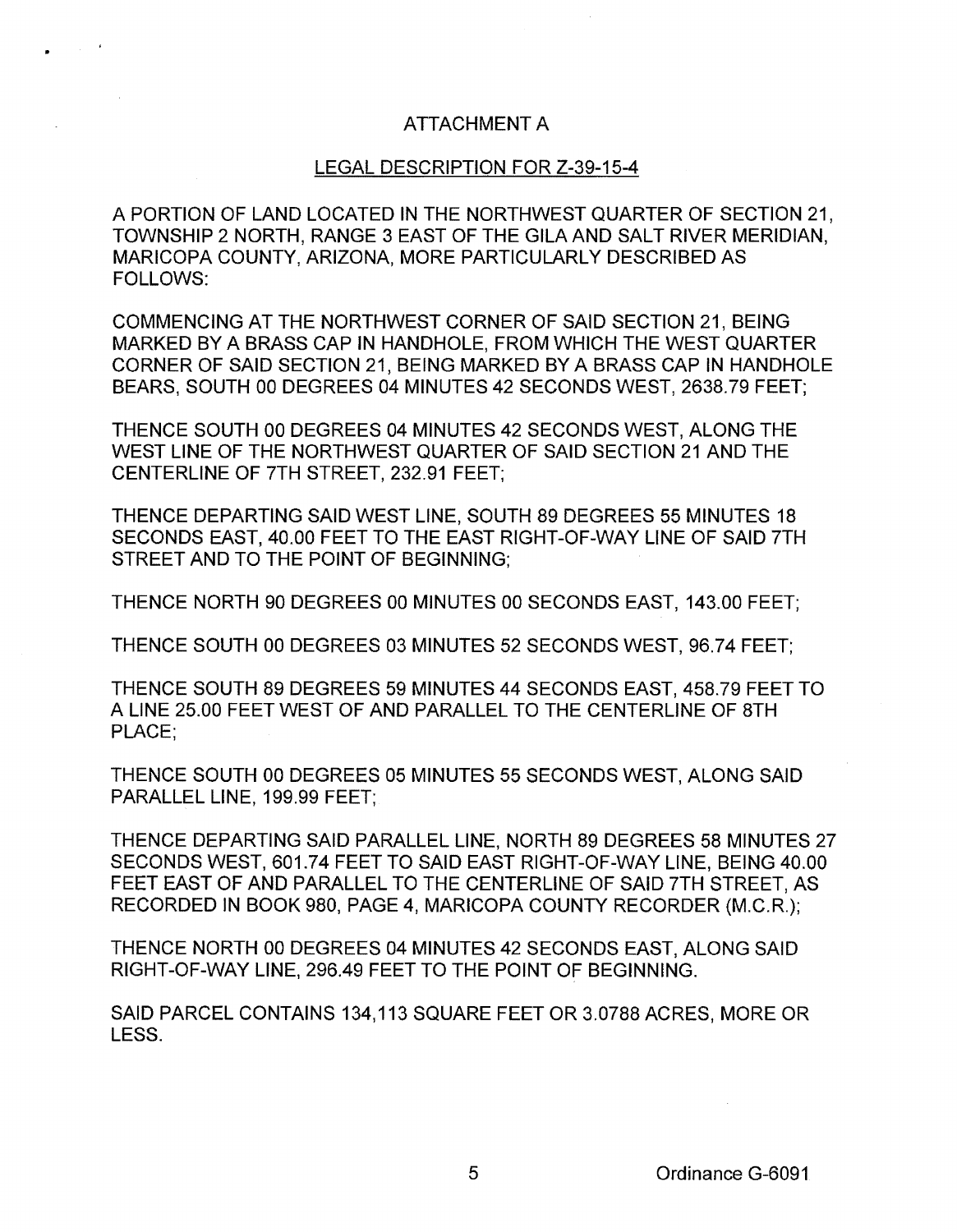# ATTACHMENT A

## LEGAL DESCRIPTION FOR Z-39-15-4

A PORTION OF LAND LOCATED IN THE NORTHWEST QUARTER OF SECTION 21, TOWNSHIP 2 NORTH, RANGE 3 EAST OF THE GILA AND SALT RIVER MERIDIAN, MARICOPA COUNTY, ARIZONA, MORE PARTICULARLY DESCRIBED AS FOLLOWS:

COMMENCING AT THE NORTHWEST CORNER OF SAID SECTION 21, BEING MARKED BY A BRASS CAP IN HANDHOLE, FROM WHICH THE WEST QUARTER CORNER OF SAID SECTION 21, BEING MARKED BY A BRASS CAP IN HANDHOLE BEARS, SOUTH 00 DEGREES 04 MINUTES 42 SECONDS WEST, 2638.79 FEET;

THENCE SOUTH 00 DEGREES 04 MINUTES 42 SECONDS WEST, ALONG THE WEST LINE OF THE NORTHWEST QUARTER OF SAID SECTION 21 AND THE CENTERLINE OF 7TH STREET, 232.91 FEET;

THENCE DEPARTING SAID WEST LINE, SOUTH 89 DEGREES 55 MINUTES 18 SECONDS EAST, 40.00 FEET TO THE EAST RIGHT-OF-WAY LINE OF SAID 7TH STREET AND TO THE POINT OF BEGINNING;

THENCE NORTH 90 DEGREES 00 MINUTES 00 SECONDS EAST, 143.00 FEET;

THENCE SOUTH 00 DEGREES 03 MINUTES 52 SECONDS WEST, 96.74 FEET;

THENCE SOUTH 89 DEGREES 59 MINUTES 44 SECONDS EAST, 458.79 FEET TO A LINE 25.00 FEET WEST OF AND PARALLEL TO THE CENTERLINE OF 8TH PLACE;

THENCE SOUTH 00 DEGREES 05 MINUTES 55 SECONDS WEST, ALONG SAID PARALLEL LINE, 199.99 FEET;

THENCE DEPARTING SAID PARALLEL LINE, NORTH 89 DEGREES 58 MINUTES 27 SECONDS WEST, 601.74 FEET TO SAID EAST RIGHT-OF-WAY LINE, BEING 40.00 FEET EAST OF AND PARALLEL TO THE CENTERLINE OF SAID 7TH STREET, AS RECORDED IN BOOK 980, PAGE 4, MARICOPA COUNTY RECORDER (M.C.R.);

THENCE NORTH 00 DEGREES 04 MINUTES 42 SECONDS EAST, ALONG SAID RIGHT-OF-WAY LINE, 296.49 FEET TO THE POINT OF BEGINNING.

SAID PARCEL CONTAINS 134,113 SQUARE FEET OR 3.0788 ACRES, MORE OR LESS.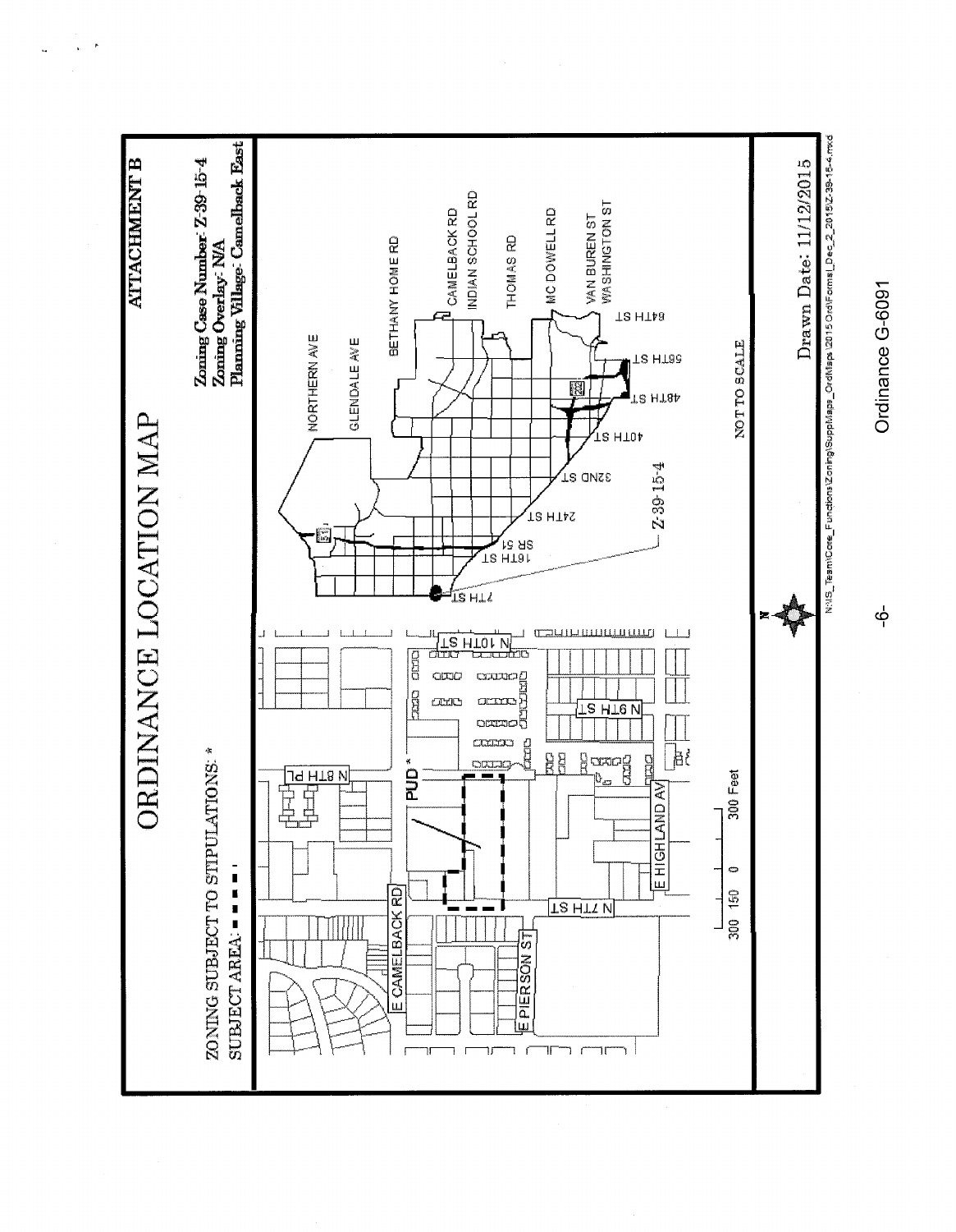# ORDINANCE LOCATION MAP

**ATTACHMENT B**

ZONING SUBJECT TO STIPULATIONS: *

SUBJECT AREA: ■ ■ ■ ■ ■

**Zoning Case Number: Z-39-15-4**
**Zoning Overlay: N/A**
**Planning Village: Camelback East**

N 8TH PL

E CAMELBACK RD

PUD *

N 10TH ST

N 9TH ST

E PIERSON ST

N 7TH ST

E HIGHLAND AV

300 150 0 300 Feet

NORTHERN AVE

GLENDALE AVE

BETHANY HOME RD

CAMELBACK RD

INDIAN SCHOOL RD

THOMAS RD

MC DOWELL RD

VAN BUREN ST

WASHINGTON ST

7TH ST

16TH ST

SR 51

24TH ST

32ND ST

40TH ST

48TH ST

56TH ST

64TH ST

Z-39-15-4

NOT TO SCALE

N

Drawn Date: 11/12/2015

N:\IS_Team\Core_Functions\Zoning\SuppMaps_OrdMaps\2015 Ord\Formal_Dec_2_2015\Z-39-15-4.mxd

Ordinance G-6091